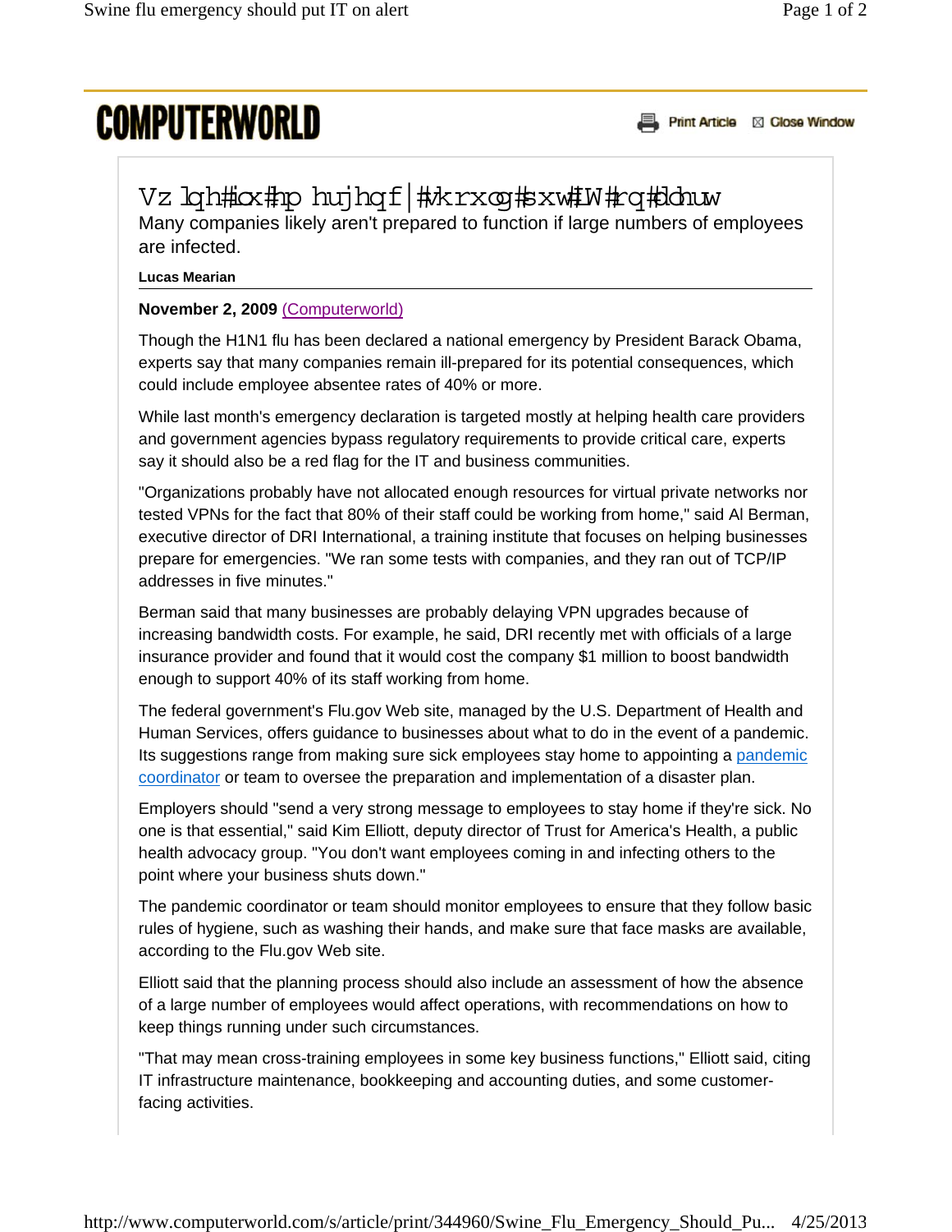# Swine flu emergency should put IT on alert

Many companies likely aren't prepared to function if large numbers of employees are infected.

**Lucas Mearian**

**November 2, 2009** (Computerworld)

Though the H1N1 flu has been declared a national emergency by President Barack Obama, experts say that many companies remain ill-prepared for its potential consequences, which could include employee absentee rates of 40% or more.

While last month's emergency declaration is targeted mostly at helping health care providers and government agencies bypass regulatory requirements to provide critical care, experts say it should also be a red flag for the IT and business communities.

"Organizations probably have not allocated enough resources for virtual private networks nor tested VPNs for the fact that 80% of their staff could be working from home," said Al Berman, executive director of DRI International, a training institute that focuses on helping businesses prepare for emergencies. "We ran some tests with companies, and they ran out of TCP/IP addresses in five minutes."

Berman said that many businesses are probably delaying VPN upgrades because of increasing bandwidth costs. For example, he said, DRI recently met with officials of a large insurance provider and found that it would cost the company $1 million to boost bandwidth enough to support 40% of its staff working from home.

The federal government's Flu.gov Web site, managed by the U.S. Department of Health and Human Services, offers guidance to businesses about what to do in the event of a pandemic. Its suggestions range from making sure sick employees stay home to appointing a pandemic coordinator or team to oversee the preparation and implementation of a disaster plan.

Employers should "send a very strong message to employees to stay home if they're sick. No one is that essential," said Kim Elliott, deputy director of Trust for America's Health, a public health advocacy group. "You don't want employees coming in and infecting others to the point where your business shuts down."

The pandemic coordinator or team should monitor employees to ensure that they follow basic rules of hygiene, such as washing their hands, and make sure that face masks are available, according to the Flu.gov Web site.

Elliott said that the planning process should also include an assessment of how the absence of a large number of employees would affect operations, with recommendations on how to keep things running under such circumstances.

"That may mean cross-training employees in some key business functions," Elliott said, citing IT infrastructure maintenance, bookkeeping and accounting duties, and some customer-facing activities.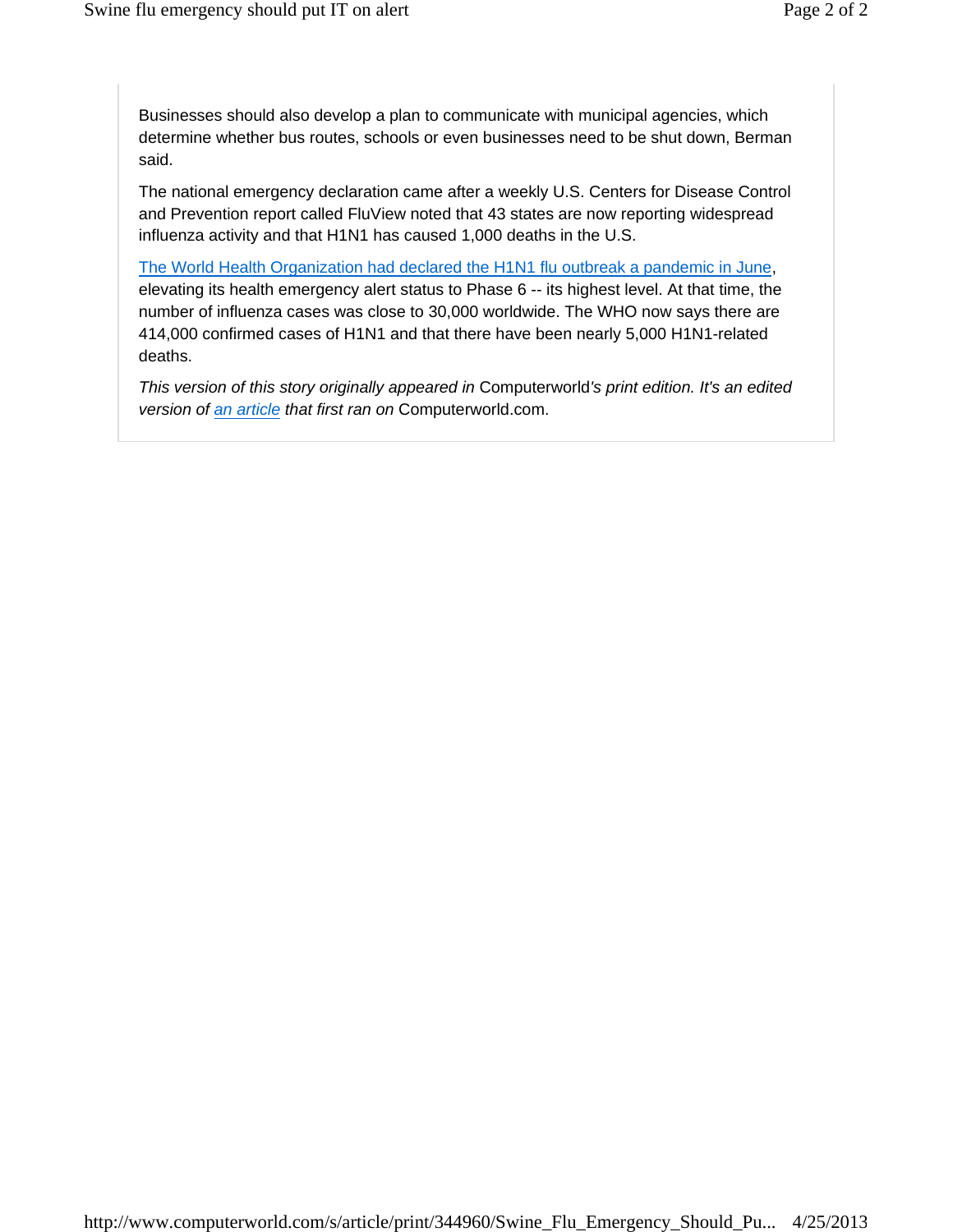Businesses should also develop a plan to communicate with municipal agencies, which determine whether bus routes, schools or even businesses need to be shut down, Berman said.

The national emergency declaration came after a weekly U.S. Centers for Disease Control and Prevention report called FluView noted that 43 states are now reporting widespread influenza activity and that H1N1 has caused 1,000 deaths in the U.S.

The World Health Organization had declared the H1N1 flu outbreak a pandemic in June, elevating its health emergency alert status to Phase 6 -- its highest level. At that time, the number of influenza cases was close to 30,000 worldwide. The WHO now says there are 414,000 confirmed cases of H1N1 and that there have been nearly 5,000 H1N1-related deaths.

*This version of this story originally appeared in* Computerworld*'s print edition. It's an edited version of an article that first ran on* Computerworld.com.